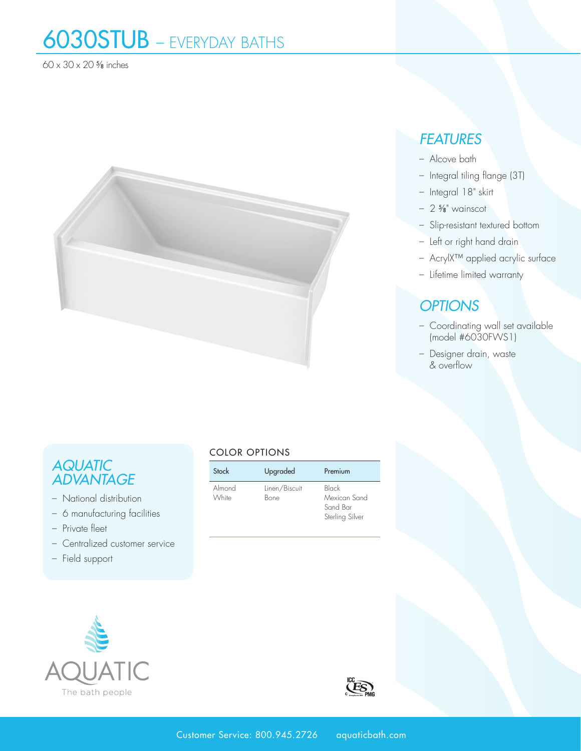# 6030STUB – EVERYDAY BATHS

60 x 30 x 20 ⅝ inches

## FEATURES

- Alcove bath
- Integral tiling flange (3T)
- Integral 18" skirt
- 2 ⅝" wainscot
- Slip-resistant textured bottom
- Left or right hand drain
- AcrylX™ applied acrylic surface
- Lifetime limited warranty

## OPTIONS

- Coordinating wall set available (model #6030FWS1)
- Designer drain, waste & overflow

## AQUATIC ADVANTAGE

- National distribution
- 6 manufacturing facilities
- Private fleet
- Centralized customer service
- Field support

## COLOR OPTIONS

| Stock | Upgraded | Premium |
|---|---|---|
| Almond<br>White | Linen/Biscuit<br>Bone | Black<br>Mexican Sand<br>Sand Bar<br>Sterling Silver |

AQUATIC
The bath people

Customer Service: 800.945.2726 aquaticbath.com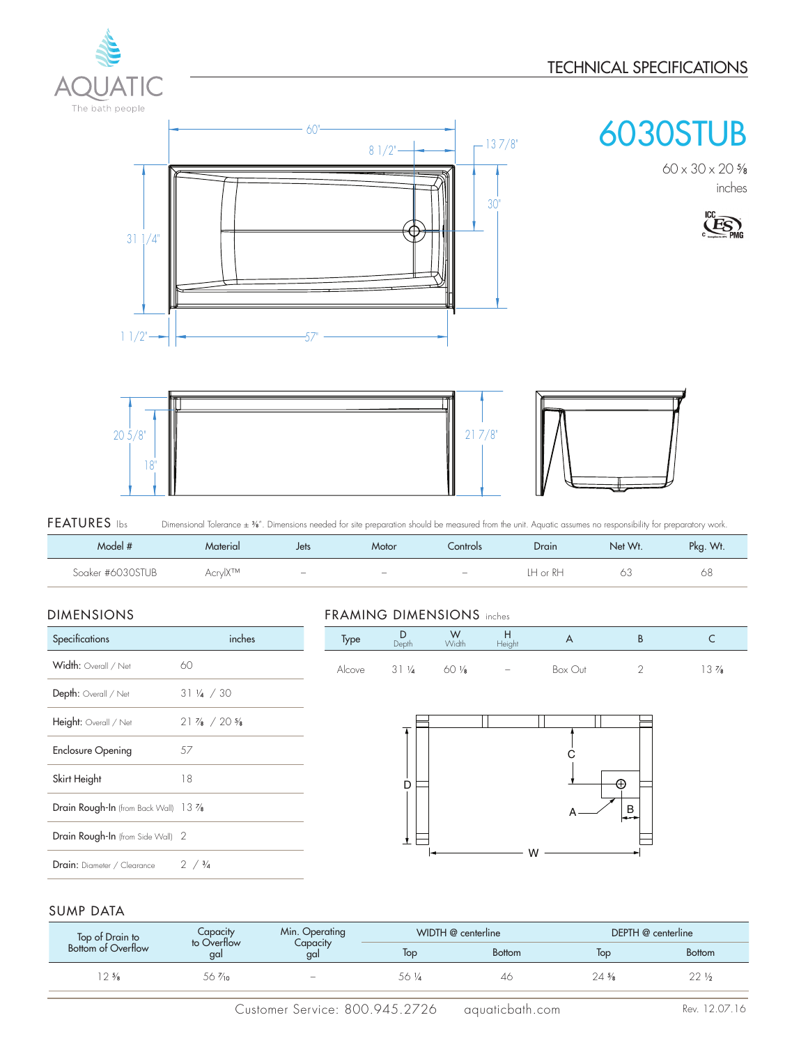AQUATIC
The bath people

# TECHNICAL SPECIFICATIONS

## 6030STUB

60 x 30 x 20 ⅝
inches

60"
8 1/2"
13 7/8"
30"
31 1/4"
1 1/2"
57"
20 5/8"
18"
21 7/8"

## FEATURES lbs

Dimensional Tolerance ± ⅜". Dimensions needed for site preparation should be measured from the unit. Aquatic assumes no responsibility for preparatory work.

| Model # | Material | Jets | Motor | Controls | Drain | Net Wt. | Pkg. Wt. |
|---|---|---|---|---|---|---|---|
| Soaker #6030STUB | AcrylX™ | – | – | – | LH or RH | 63 | 68 |

## DIMENSIONS

| Specifications | inches |
|---|---|
| Width: Overall / Net | 60 |
| Depth: Overall / Net | 31 ¼ / 30 |
| Height: Overall / Net | 21 ⅞ / 20 ⅝ |
| Enclosure Opening | 57 |
| Skirt Height | 18 |
| Drain Rough-In (from Back Wall) | 13 ⅞ |
| Drain Rough-In (from Side Wall) | 2 |
| Drain: Diameter / Clearance | 2 / ¾ |

## FRAMING DIMENSIONS inches

| Type | D Depth | W Width | H Height | A | B | C |
|---|---|---|---|---|---|---|
| Alcove | 31 ¼ | 60 ⅛ | – | Box Out | 2 | 13 ⅞ |

D
C
A
B
W

## SUMP DATA

| Top of Drain to Bottom of Overflow | Capacity to Overflow gal | Min. Operating Capacity gal | WIDTH @ centerline | | DEPTH @ centerline | |
|---|---|---|---|---|---|---|
| | | | Top | Bottom | Top | Bottom |
| 12 ⅝ | 56 7/10 | – | 56 ¼ | 46 | 24 ⅝ | 22 ½ |

Customer Service: 800.945.2726 aquaticbath.com Rev. 12.07.16